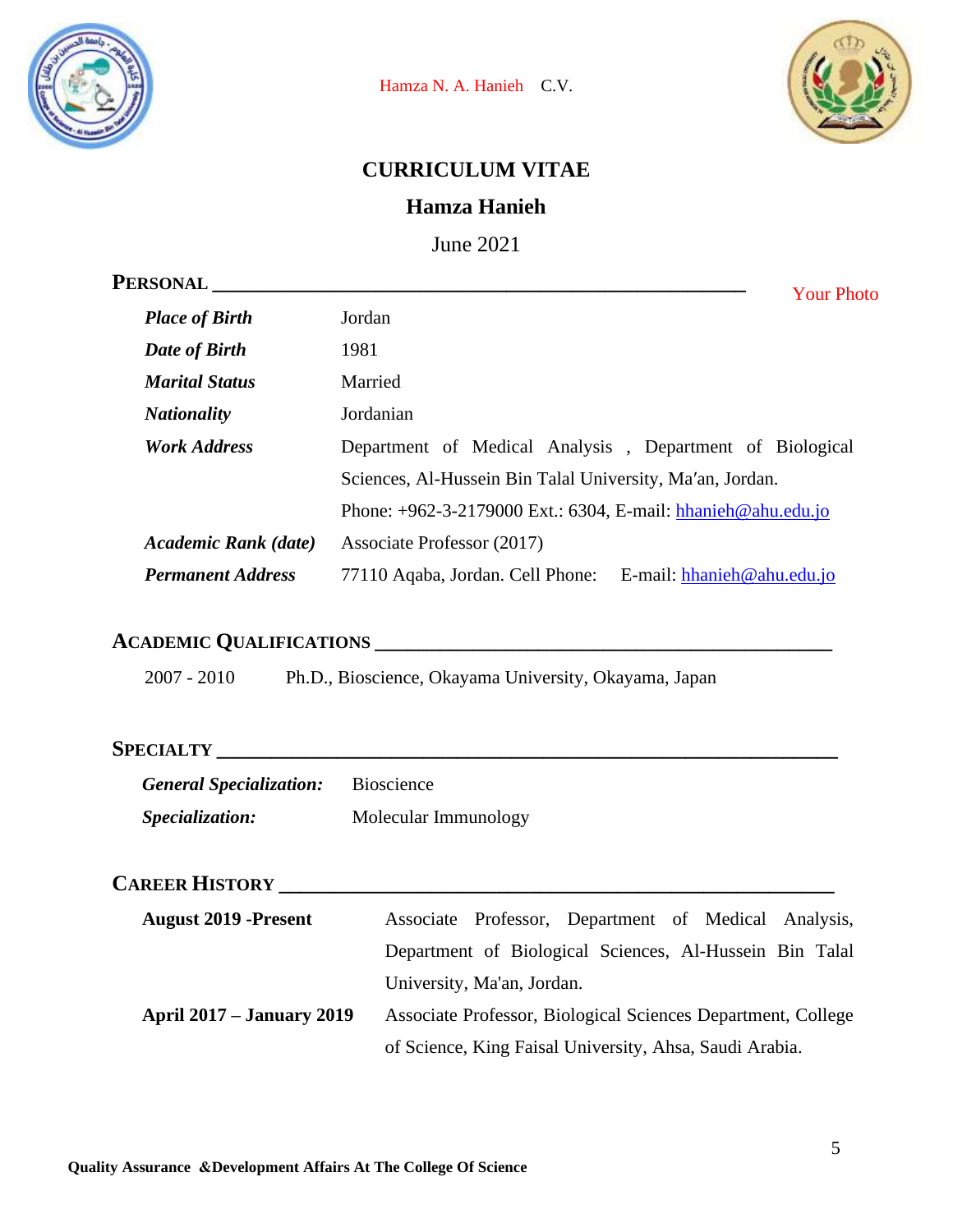Hamza N. A. Hanieh C.V.

# CURRICULUM VITAE

## Hamza Hanieh

June 2021

## PERSONAL

Your Photo

| | |
|---|---|
| ***Place of Birth*** | Jordan |
| ***Date of Birth*** | 1981 |
| ***Marital Status*** | Married |
| ***Nationality*** | Jordanian |
| ***Work Address*** | Department of Medical Analysis , Department of Biological Sciences, Al-Hussein Bin Talal University, Ma′an, Jordan. Phone: +962-3-2179000 Ext.: 6304, E-mail: hhanieh@ahu.edu.jo |
| ***Academic Rank (date)*** | Associate Professor (2017) |
| ***Permanent Address*** | 77110 Aqaba, Jordan. Cell Phone: E-mail: hhanieh@ahu.edu.jo |

## ACADEMIC QUALIFICATIONS

2007 - 2010 Ph.D., Bioscience, Okayama University, Okayama, Japan

## SPECIALTY

| | |
|---|---|
| ***General Specialization:*** | Bioscience |
| ***Specialization:*** | Molecular Immunology |

## CAREER HISTORY

| | |
|---|---|
| **August 2019 -Present** | Associate Professor, Department of Medical Analysis, Department of Biological Sciences, Al-Hussein Bin Talal University, Ma'an, Jordan. |
| **April 2017 – January 2019** | Associate Professor, Biological Sciences Department, College of Science, King Faisal University, Ahsa, Saudi Arabia. |

**Quality Assurance &Development Affairs At The College Of Science**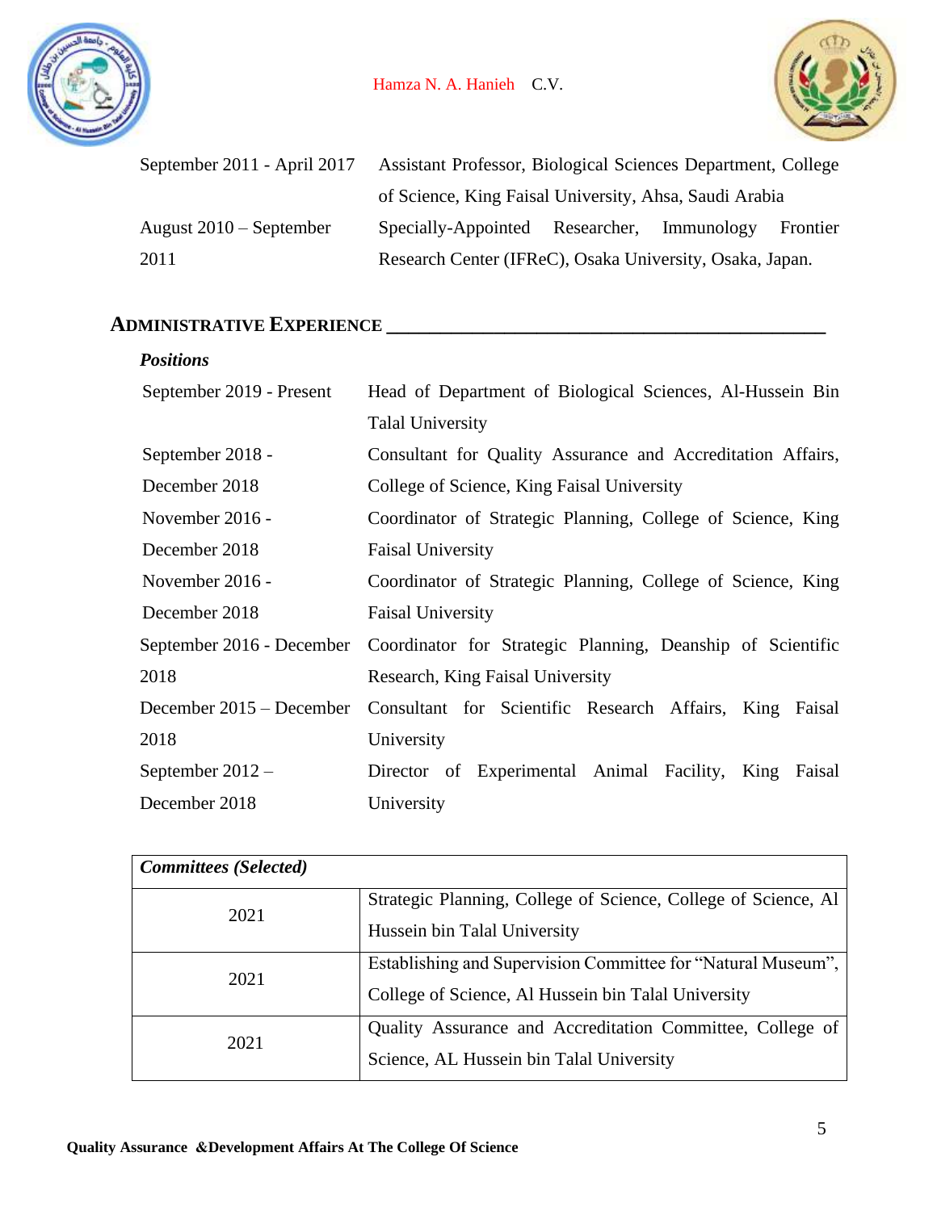| | |
|---|---|
| September 2011 - April 2017 | Assistant Professor, Biological Sciences Department, College of Science, King Faisal University, Ahsa, Saudi Arabia |
| August 2010 – September 2011 | Specially-Appointed Researcher, Immunology Frontier Research Center (IFReC), Osaka University, Osaka, Japan. |

## ADMINISTRATIVE EXPERIENCE

***Positions***

| | |
|---|---|
| September 2019 - Present | Head of Department of Biological Sciences, Al-Hussein Bin Talal University |
| September 2018 - December 2018 | Consultant for Quality Assurance and Accreditation Affairs, College of Science, King Faisal University |
| November 2016 - December 2018 | Coordinator of Strategic Planning, College of Science, King Faisal University |
| November 2016 - December 2018 | Coordinator of Strategic Planning, College of Science, King Faisal University |
| September 2016 - December 2018 | Coordinator for Strategic Planning, Deanship of Scientific Research, King Faisal University |
| December 2015 – December 2018 | Consultant for Scientific Research Affairs, King Faisal University |
| September 2012 – December 2018 | Director of Experimental Animal Facility, King Faisal University |

| ***Committees (Selected)*** | |
|---|---|
| 2021 | Strategic Planning, College of Science, College of Science, Al Hussein bin Talal University |
| 2021 | Establishing and Supervision Committee for "Natural Museum", College of Science, Al Hussein bin Talal University |
| 2021 | Quality Assurance and Accreditation Committee, College of Science, AL Hussein bin Talal University |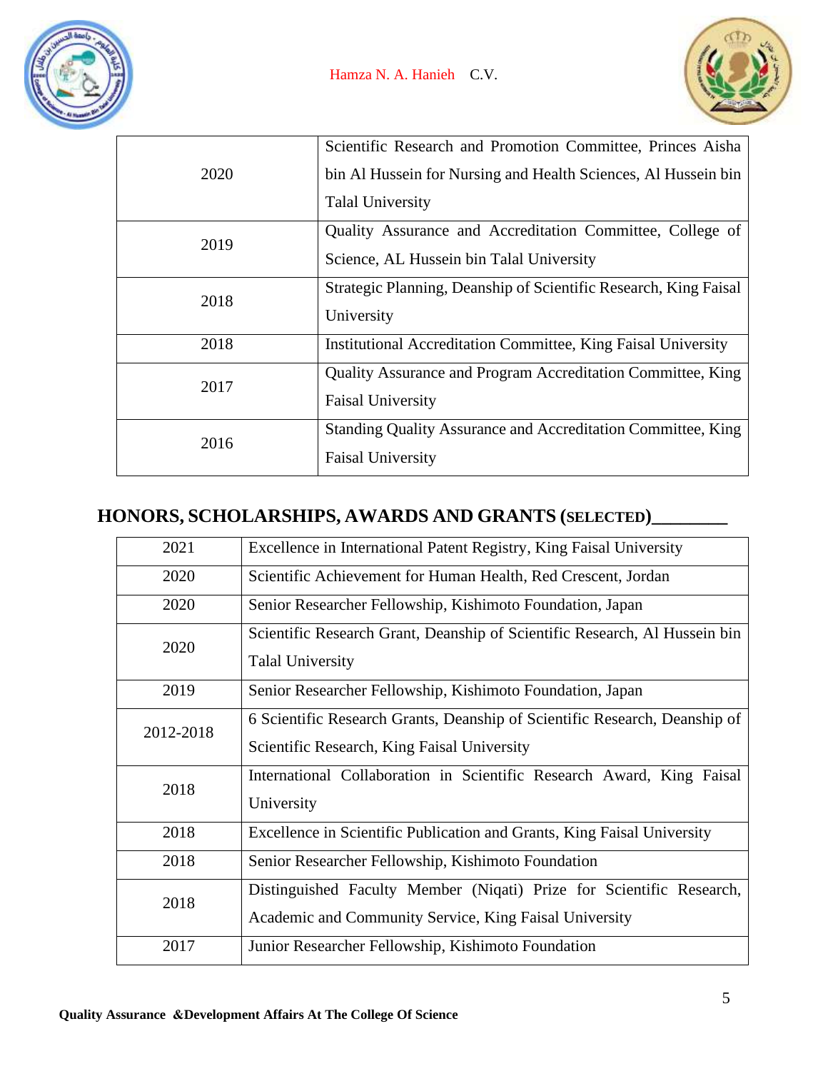| | |
|---|---|
| 2020 | Scientific Research and Promotion Committee, Princes Aisha bin Al Hussein for Nursing and Health Sciences, Al Hussein bin Talal University |
| 2019 | Quality Assurance and Accreditation Committee, College of Science, AL Hussein bin Talal University |
| 2018 | Strategic Planning, Deanship of Scientific Research, King Faisal University |
| 2018 | Institutional Accreditation Committee, King Faisal University |
| 2017 | Quality Assurance and Program Accreditation Committee, King Faisal University |
| 2016 | Standing Quality Assurance and Accreditation Committee, King Faisal University |

## HONORS, SCHOLARSHIPS, AWARDS AND GRANTS (SELECTED)

| | |
|---|---|
| 2021 | Excellence in International Patent Registry, King Faisal University |
| 2020 | Scientific Achievement for Human Health, Red Crescent, Jordan |
| 2020 | Senior Researcher Fellowship, Kishimoto Foundation, Japan |
| 2020 | Scientific Research Grant, Deanship of Scientific Research, Al Hussein bin Talal University |
| 2019 | Senior Researcher Fellowship, Kishimoto Foundation, Japan |
| 2012-2018 | 6 Scientific Research Grants, Deanship of Scientific Research, Deanship of Scientific Research, King Faisal University |
| 2018 | International Collaboration in Scientific Research Award, King Faisal University |
| 2018 | Excellence in Scientific Publication and Grants, King Faisal University |
| 2018 | Senior Researcher Fellowship, Kishimoto Foundation |
| 2018 | Distinguished Faculty Member (Niqati) Prize for Scientific Research, Academic and Community Service, King Faisal University |
| 2017 | Junior Researcher Fellowship, Kishimoto Foundation |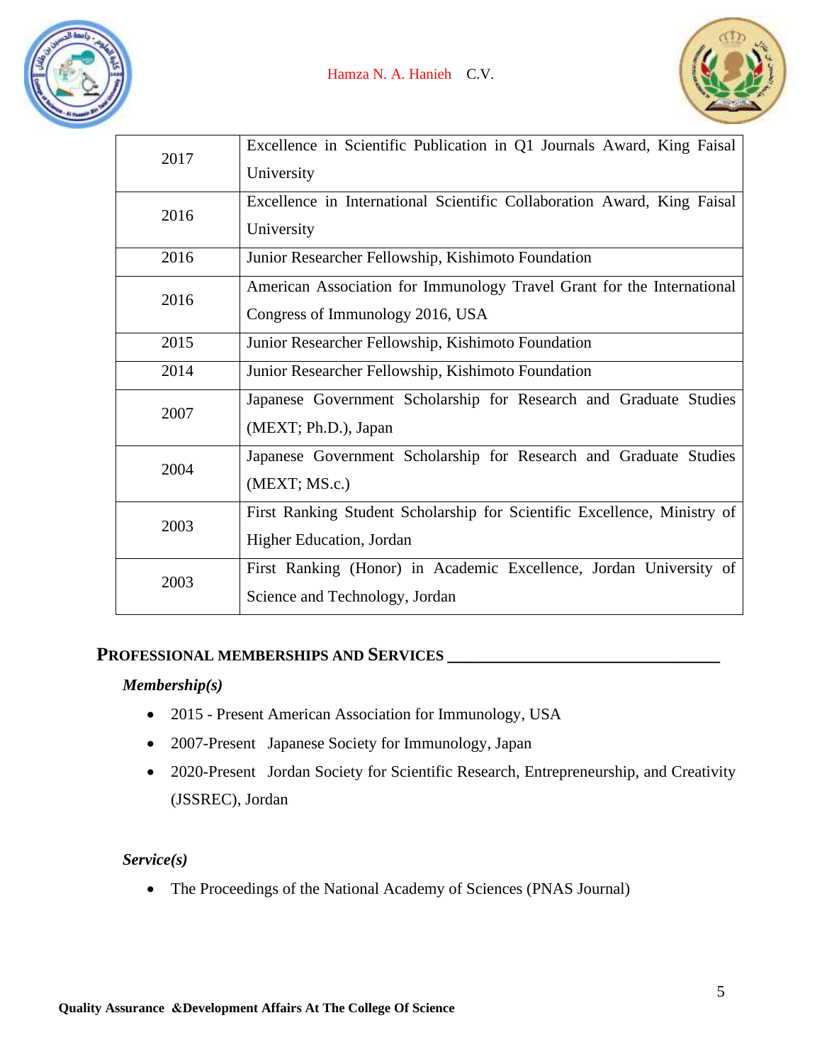| | |
|---|---|
| 2017 | Excellence in Scientific Publication in Q1 Journals Award, King Faisal University |
| 2016 | Excellence in International Scientific Collaboration Award, King Faisal University |
| 2016 | Junior Researcher Fellowship, Kishimoto Foundation |
| 2016 | American Association for Immunology Travel Grant for the International Congress of Immunology 2016, USA |
| 2015 | Junior Researcher Fellowship, Kishimoto Foundation |
| 2014 | Junior Researcher Fellowship, Kishimoto Foundation |
| 2007 | Japanese Government Scholarship for Research and Graduate Studies (MEXT; Ph.D.), Japan |
| 2004 | Japanese Government Scholarship for Research and Graduate Studies (MEXT; MS.c.) |
| 2003 | First Ranking Student Scholarship for Scientific Excellence, Ministry of Higher Education, Jordan |
| 2003 | First Ranking (Honor) in Academic Excellence, Jordan University of Science and Technology, Jordan |

## PROFESSIONAL MEMBERSHIPS AND SERVICES

***Membership(s)***

- 2015 - Present American Association for Immunology, USA
- 2007-Present Japanese Society for Immunology, Japan
- 2020-Present Jordan Society for Scientific Research, Entrepreneurship, and Creativity (JSSREC), Jordan

***Service(s)***

- The Proceedings of the National Academy of Sciences (PNAS Journal)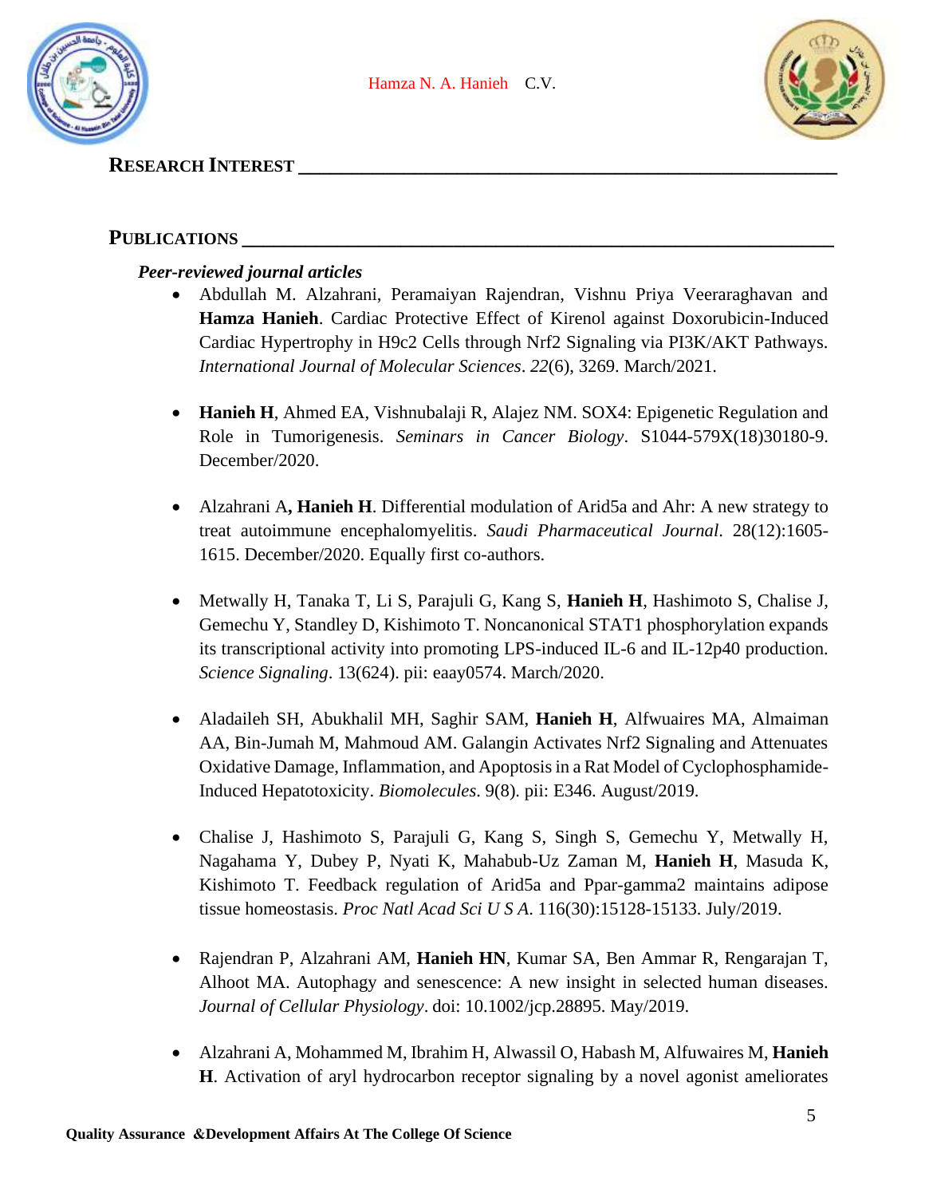## Research Interest

## Publications

***Peer-reviewed journal articles***

- Abdullah M. Alzahrani, Peramaiyan Rajendran, Vishnu Priya Veeraraghavan and **Hamza Hanieh**. Cardiac Protective Effect of Kirenol against Doxorubicin-Induced Cardiac Hypertrophy in H9c2 Cells through Nrf2 Signaling via PI3K/AKT Pathways. *International Journal of Molecular Sciences*. *22*(6), 3269. March/2021.

- **Hanieh H**, Ahmed EA, Vishnubalaji R, Alajez NM. SOX4: Epigenetic Regulation and Role in Tumorigenesis. *Seminars in Cancer Biology*. S1044-579X(18)30180-9. December/2020.

- Alzahrani A**, Hanieh H**. Differential modulation of Arid5a and Ahr: A new strategy to treat autoimmune encephalomyelitis. *Saudi Pharmaceutical Journal*. 28(12):1605-1615. December/2020. Equally first co-authors.

- Metwally H, Tanaka T, Li S, Parajuli G, Kang S, **Hanieh H**, Hashimoto S, Chalise J, Gemechu Y, Standley D, Kishimoto T. Noncanonical STAT1 phosphorylation expands its transcriptional activity into promoting LPS-induced IL-6 and IL-12p40 production. *Science Signaling*. 13(624). pii: eaay0574. March/2020.

- Aladaileh SH, Abukhalil MH, Saghir SAM, **Hanieh H**, Alfwuaires MA, Almaiman AA, Bin-Jumah M, Mahmoud AM. Galangin Activates Nrf2 Signaling and Attenuates Oxidative Damage, Inflammation, and Apoptosis in a Rat Model of Cyclophosphamide-Induced Hepatotoxicity. *Biomolecules*. 9(8). pii: E346. August/2019.

- Chalise J, Hashimoto S, Parajuli G, Kang S, Singh S, Gemechu Y, Metwally H, Nagahama Y, Dubey P, Nyati K, Mahabub-Uz Zaman M, **Hanieh H**, Masuda K, Kishimoto T. Feedback regulation of Arid5a and Ppar-gamma2 maintains adipose tissue homeostasis. *Proc Natl Acad Sci U S A*. 116(30):15128-15133. July/2019.

- Rajendran P, Alzahrani AM, **Hanieh HN**, Kumar SA, Ben Ammar R, Rengarajan T, Alhoot MA. Autophagy and senescence: A new insight in selected human diseases. *Journal of Cellular Physiology*. doi: 10.1002/jcp.28895. May/2019.

- Alzahrani A, Mohammed M, Ibrahim H, Alwassil O, Habash M, Alfuwaires M, **Hanieh H**. Activation of aryl hydrocarbon receptor signaling by a novel agonist ameliorates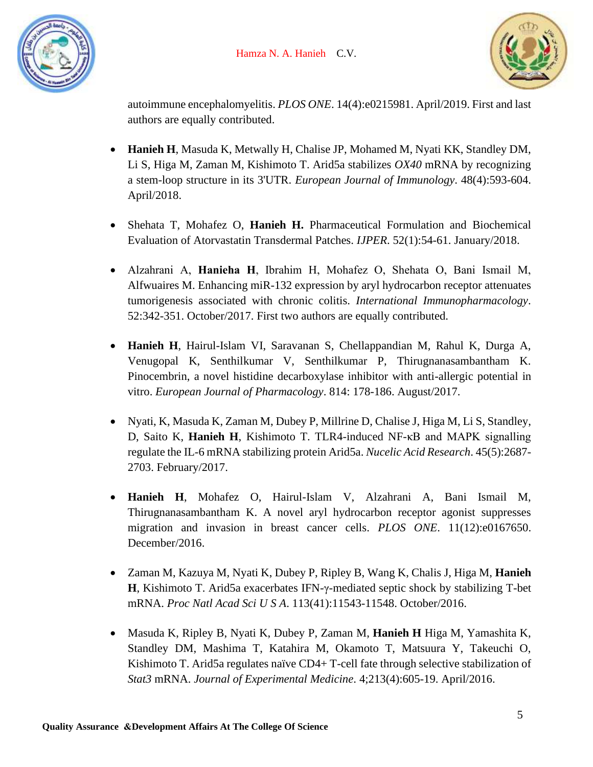autoimmune encephalomyelitis. *PLOS ONE*. 14(4):e0215981. April/2019. First and last authors are equally contributed.

- **Hanieh H**, Masuda K, Metwally H, Chalise JP, Mohamed M, Nyati KK, Standley DM, Li S, Higa M, Zaman M, Kishimoto T. Arid5a stabilizes *OX40* mRNA by recognizing a stem-loop structure in its 3'UTR. *European Journal of Immunology*. 48(4):593-604. April/2018.

- Shehata T, Mohafez O, **Hanieh H.** Pharmaceutical Formulation and Biochemical Evaluation of Atorvastatin Transdermal Patches. *IJPER*. 52(1):54-61. January/2018.

- Alzahrani A, **Hanieha H**, Ibrahim H, Mohafez O, Shehata O, Bani Ismail M, Alfwuaires M. Enhancing miR-132 expression by aryl hydrocarbon receptor attenuates tumorigenesis associated with chronic colitis. *International Immunopharmacology*. 52:342-351. October/2017. First two authors are equally contributed.

- **Hanieh H**, Hairul-Islam VI, Saravanan S, Chellappandian M, Rahul K, Durga A, Venugopal K, Senthilkumar V, Senthilkumar P, Thirugnanasambantham K. Pinocembrin, a novel histidine decarboxylase inhibitor with anti-allergic potential in vitro. *European Journal of Pharmacology*. 814: 178-186. August/2017.

- Nyati, K, Masuda K, Zaman M, Dubey P, Millrine D, Chalise J, Higa M, Li S, Standley, D, Saito K, **Hanieh H**, Kishimoto T. TLR4-induced NF-κB and MAPK signalling regulate the IL-6 mRNA stabilizing protein Arid5a. *Nucelic Acid Research*. 45(5):2687-2703. February/2017.

- **Hanieh H**, Mohafez O, Hairul-Islam V, Alzahrani A, Bani Ismail M, Thirugnanasambantham K. A novel aryl hydrocarbon receptor agonist suppresses migration and invasion in breast cancer cells. *PLOS ONE*. 11(12):e0167650. December/2016.

- Zaman M, Kazuya M, Nyati K, Dubey P, Ripley B, Wang K, Chalis J, Higa M, **Hanieh H**, Kishimoto T. Arid5a exacerbates IFN-γ-mediated septic shock by stabilizing T-bet mRNA. *Proc Natl Acad Sci U S A*. 113(41):11543-11548. October/2016.

- Masuda K, Ripley B, Nyati K, Dubey P, Zaman M, **Hanieh H** Higa M, Yamashita K, Standley DM, Mashima T, Katahira M, Okamoto T, Matsuura Y, Takeuchi O, Kishimoto T. Arid5a regulates naïve CD4+ T-cell fate through selective stabilization of *Stat3* mRNA. *Journal of Experimental Medicine*. 4;213(4):605-19. April/2016.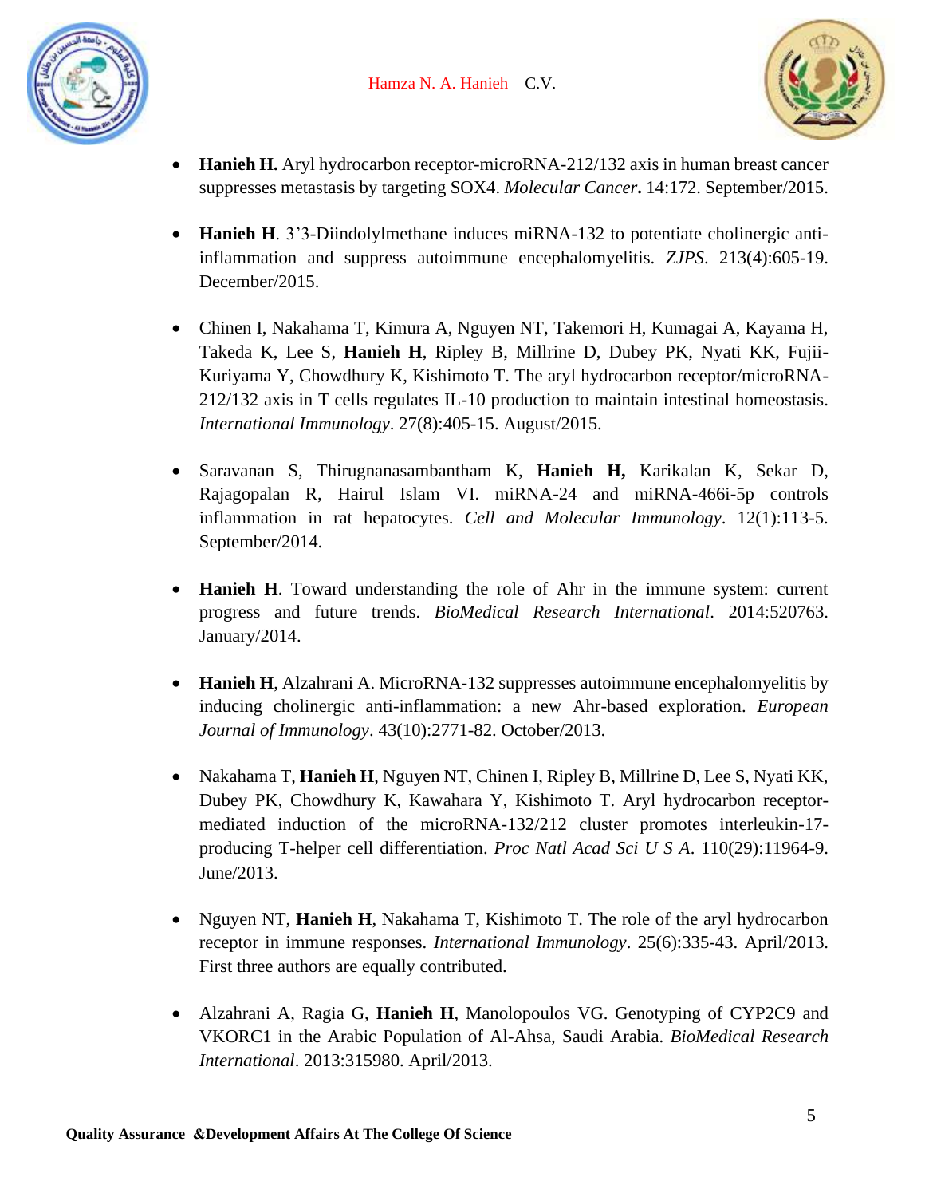- **Hanieh H.** Aryl hydrocarbon receptor-microRNA-212/132 axis in human breast cancer suppresses metastasis by targeting SOX4. *Molecular Cancer***.** 14:172. September/2015.

- **Hanieh H**. 3’3-Diindolylmethane induces miRNA-132 to potentiate cholinergic anti-inflammation and suppress autoimmune encephalomyelitis. *ZJPS*. 213(4):605-19. December/2015.

- Chinen I, Nakahama T, Kimura A, Nguyen NT, Takemori H, Kumagai A, Kayama H, Takeda K, Lee S, **Hanieh H**, Ripley B, Millrine D, Dubey PK, Nyati KK, Fujii-Kuriyama Y, Chowdhury K, Kishimoto T. The aryl hydrocarbon receptor/microRNA-212/132 axis in T cells regulates IL-10 production to maintain intestinal homeostasis. *International Immunology*. 27(8):405-15. August/2015.

- Saravanan S, Thirugnanasambantham K, **Hanieh H,** Karikalan K, Sekar D, Rajagopalan R, Hairul Islam VI. miRNA-24 and miRNA-466i-5p controls inflammation in rat hepatocytes. *Cell and Molecular Immunology*. 12(1):113-5. September/2014.

- **Hanieh H**. Toward understanding the role of Ahr in the immune system: current progress and future trends. *BioMedical Research International*. 2014:520763. January/2014.

- **Hanieh H**, Alzahrani A. MicroRNA-132 suppresses autoimmune encephalomyelitis by inducing cholinergic anti-inflammation: a new Ahr-based exploration. *European Journal of Immunology*. 43(10):2771-82. October/2013.

- Nakahama T, **Hanieh H**, Nguyen NT, Chinen I, Ripley B, Millrine D, Lee S, Nyati KK, Dubey PK, Chowdhury K, Kawahara Y, Kishimoto T. Aryl hydrocarbon receptor-mediated induction of the microRNA-132/212 cluster promotes interleukin-17-producing T-helper cell differentiation. *Proc Natl Acad Sci U S A*. 110(29):11964-9. June/2013.

- Nguyen NT, **Hanieh H**, Nakahama T, Kishimoto T. The role of the aryl hydrocarbon receptor in immune responses. *International Immunology*. 25(6):335-43. April/2013. First three authors are equally contributed.

- Alzahrani A, Ragia G, **Hanieh H**, Manolopoulos VG. Genotyping of CYP2C9 and VKORC1 in the Arabic Population of Al-Ahsa, Saudi Arabia. *BioMedical Research International*. 2013:315980. April/2013.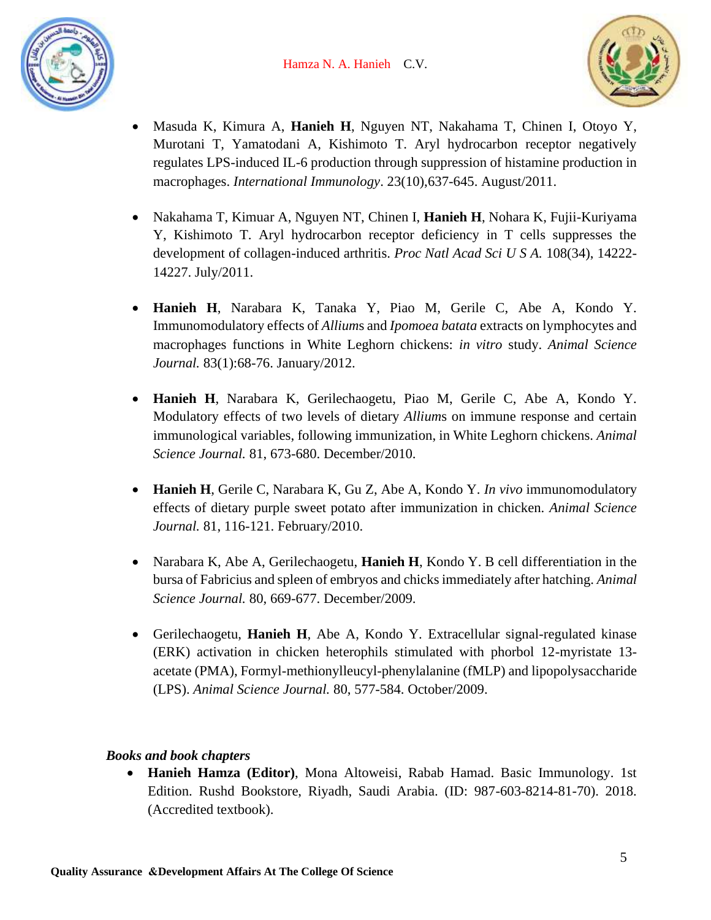- Masuda K, Kimura A, **Hanieh H**, Nguyen NT, Nakahama T, Chinen I, Otoyo Y, Murotani T, Yamatodani A, Kishimoto T. Aryl hydrocarbon receptor negatively regulates LPS-induced IL-6 production through suppression of histamine production in macrophages. *International Immunology*. 23(10),637-645. August/2011.

- Nakahama T, Kimuar A, Nguyen NT, Chinen I, **Hanieh H**, Nohara K, Fujii-Kuriyama Y, Kishimoto T. Aryl hydrocarbon receptor deficiency in T cells suppresses the development of collagen-induced arthritis. *Proc Natl Acad Sci U S A.* 108(34), 14222-14227. July/2011.

- **Hanieh H**, Narabara K, Tanaka Y, Piao M, Gerile C, Abe A, Kondo Y. Immunomodulatory effects of *Allium*s and *Ipomoea batata* extracts on lymphocytes and macrophages functions in White Leghorn chickens: *in vitro* study. *Animal Science Journal.* 83(1):68-76. January/2012.

- **Hanieh H**, Narabara K, Gerilechaogetu, Piao M, Gerile C, Abe A, Kondo Y. Modulatory effects of two levels of dietary *Allium*s on immune response and certain immunological variables, following immunization, in White Leghorn chickens. *Animal Science Journal.* 81, 673-680. December/2010.

- **Hanieh H**, Gerile C, Narabara K, Gu Z, Abe A, Kondo Y. *In vivo* immunomodulatory effects of dietary purple sweet potato after immunization in chicken. *Animal Science Journal.* 81, 116-121. February/2010.

- Narabara K, Abe A, Gerilechaogetu, **Hanieh H**, Kondo Y. B cell differentiation in the bursa of Fabricius and spleen of embryos and chicks immediately after hatching. *Animal Science Journal.* 80, 669-677. December/2009.

- Gerilechaogetu, **Hanieh H**, Abe A, Kondo Y. Extracellular signal-regulated kinase (ERK) activation in chicken heterophils stimulated with phorbol 12-myristate 13-acetate (PMA), Formyl-methionylleucyl-phenylalanine (fMLP) and lipopolysaccharide (LPS). *Animal Science Journal.* 80, 577-584. October/2009.

***Books and book chapters***

- **Hanieh Hamza (Editor)**, Mona Altoweisi, Rabab Hamad. Basic Immunology. 1st Edition. Rushd Bookstore, Riyadh, Saudi Arabia. (ID: 987-603-8214-81-70). 2018. (Accredited textbook).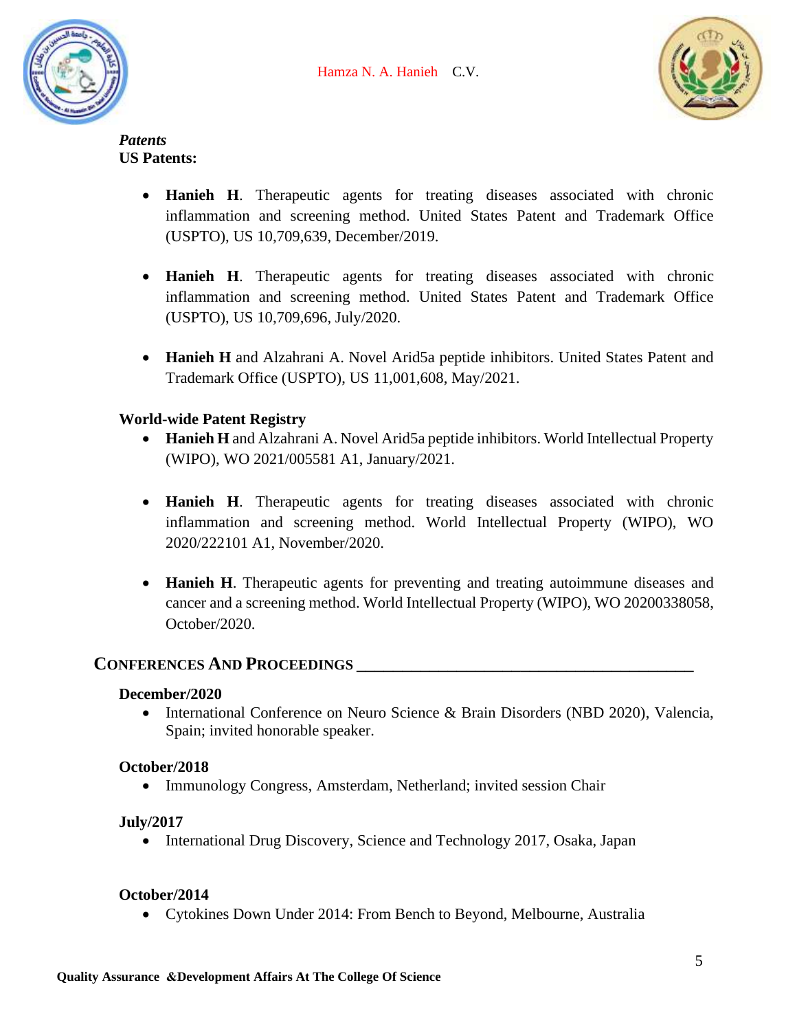***Patents***

**US Patents:**

- **Hanieh H**. Therapeutic agents for treating diseases associated with chronic inflammation and screening method. United States Patent and Trademark Office (USPTO), US 10,709,639, December/2019.

- **Hanieh H**. Therapeutic agents for treating diseases associated with chronic inflammation and screening method. United States Patent and Trademark Office (USPTO), US 10,709,696, July/2020.

- **Hanieh H** and Alzahrani A. Novel Arid5a peptide inhibitors. United States Patent and Trademark Office (USPTO), US 11,001,608, May/2021.

**World-wide Patent Registry**

- **Hanieh H** and Alzahrani A. Novel Arid5a peptide inhibitors. World Intellectual Property (WIPO), WO 2021/005581 A1, January/2021.

- **Hanieh H**. Therapeutic agents for treating diseases associated with chronic inflammation and screening method. World Intellectual Property (WIPO), WO 2020/222101 A1, November/2020.

- **Hanieh H**. Therapeutic agents for preventing and treating autoimmune diseases and cancer and a screening method. World Intellectual Property (WIPO), WO 20200338058, October/2020.

## CONFERENCES AND PROCEEDINGS

**December/2020**

- International Conference on Neuro Science & Brain Disorders (NBD 2020), Valencia, Spain; invited honorable speaker.

**October/2018**

- Immunology Congress, Amsterdam, Netherland; invited session Chair

**July/2017**

- International Drug Discovery, Science and Technology 2017, Osaka, Japan

**October/2014**

- Cytokines Down Under 2014: From Bench to Beyond, Melbourne, Australia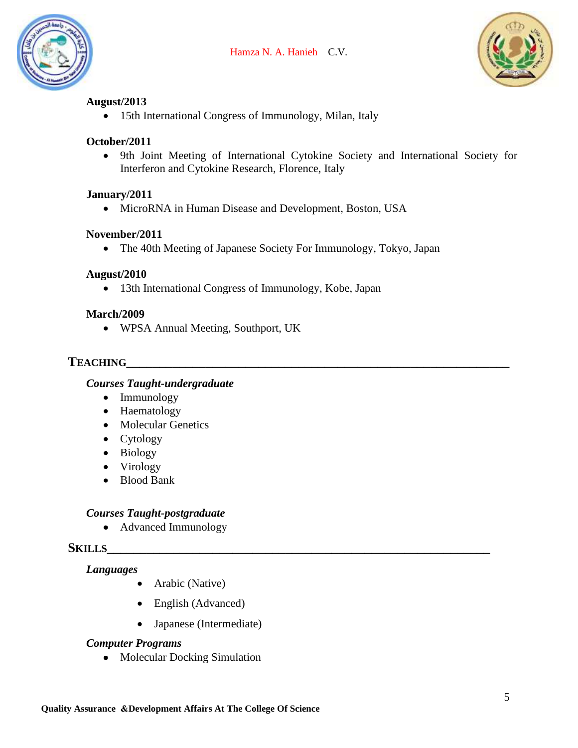**August/2013**

- 15th International Congress of Immunology, Milan, Italy

**October/2011**

- 9th Joint Meeting of International Cytokine Society and International Society for Interferon and Cytokine Research, Florence, Italy

**January/2011**

- MicroRNA in Human Disease and Development, Boston, USA

**November/2011**

- The 40th Meeting of Japanese Society For Immunology, Tokyo, Japan

**August/2010**

- 13th International Congress of Immunology, Kobe, Japan

**March/2009**

- WPSA Annual Meeting, Southport, UK

## TEACHING

***Courses Taught-undergraduate***

- Immunology
- Haematology
- Molecular Genetics
- Cytology
- Biology
- Virology
- Blood Bank

***Courses Taught-postgraduate***

- Advanced Immunology

## SKILLS

***Languages***

- Arabic (Native)
- English (Advanced)
- Japanese (Intermediate)

***Computer Programs***

- Molecular Docking Simulation